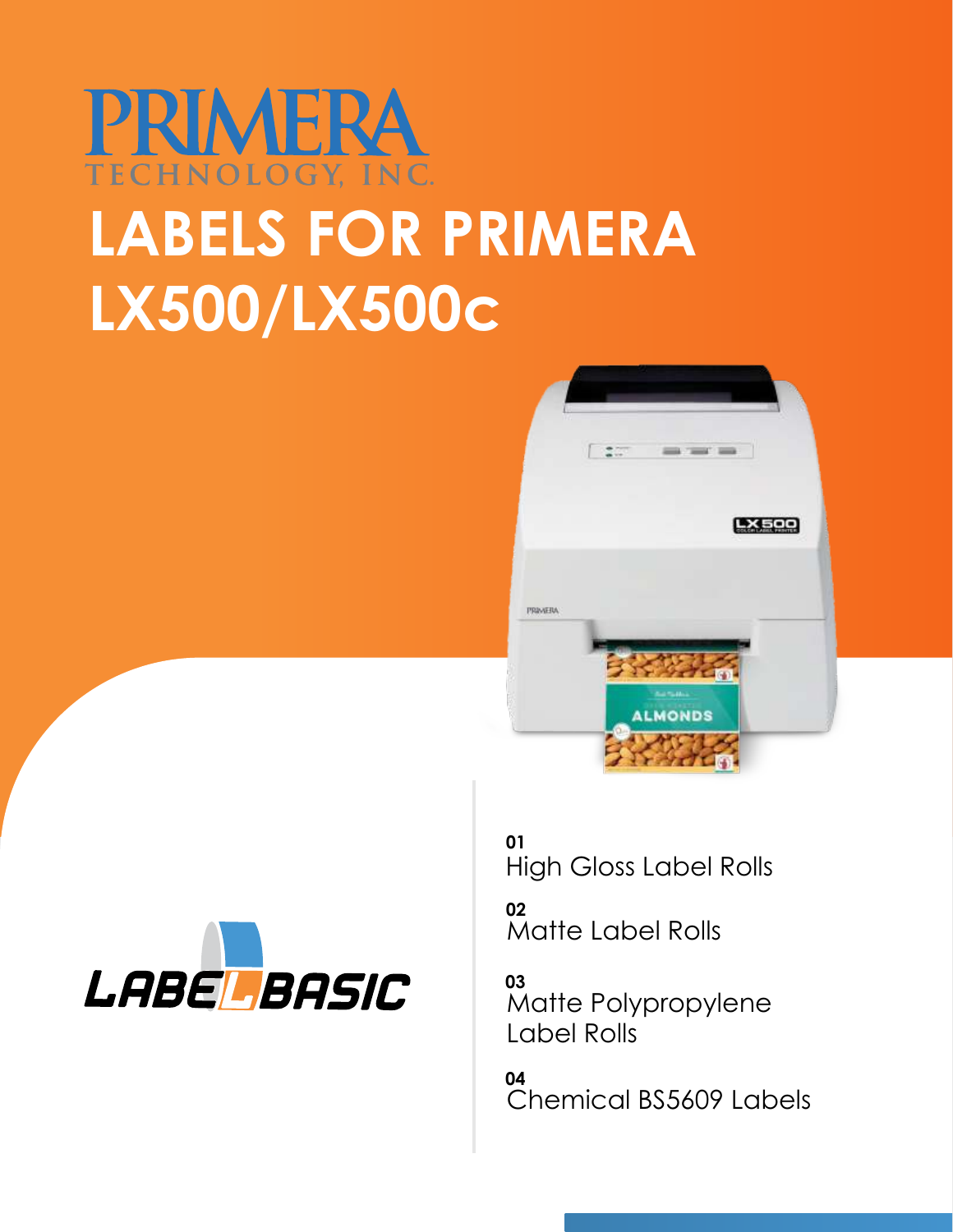PRIMERA
TECHNOLOGY, INC.

# LABELS FOR PRIMERA LX500/LX500c

LABELBASIC

**01**
High Gloss Label Rolls

**02**
Matte Label Rolls

**03**
Matte Polypropylene Label Rolls

**04**
Chemical BS5609 Labels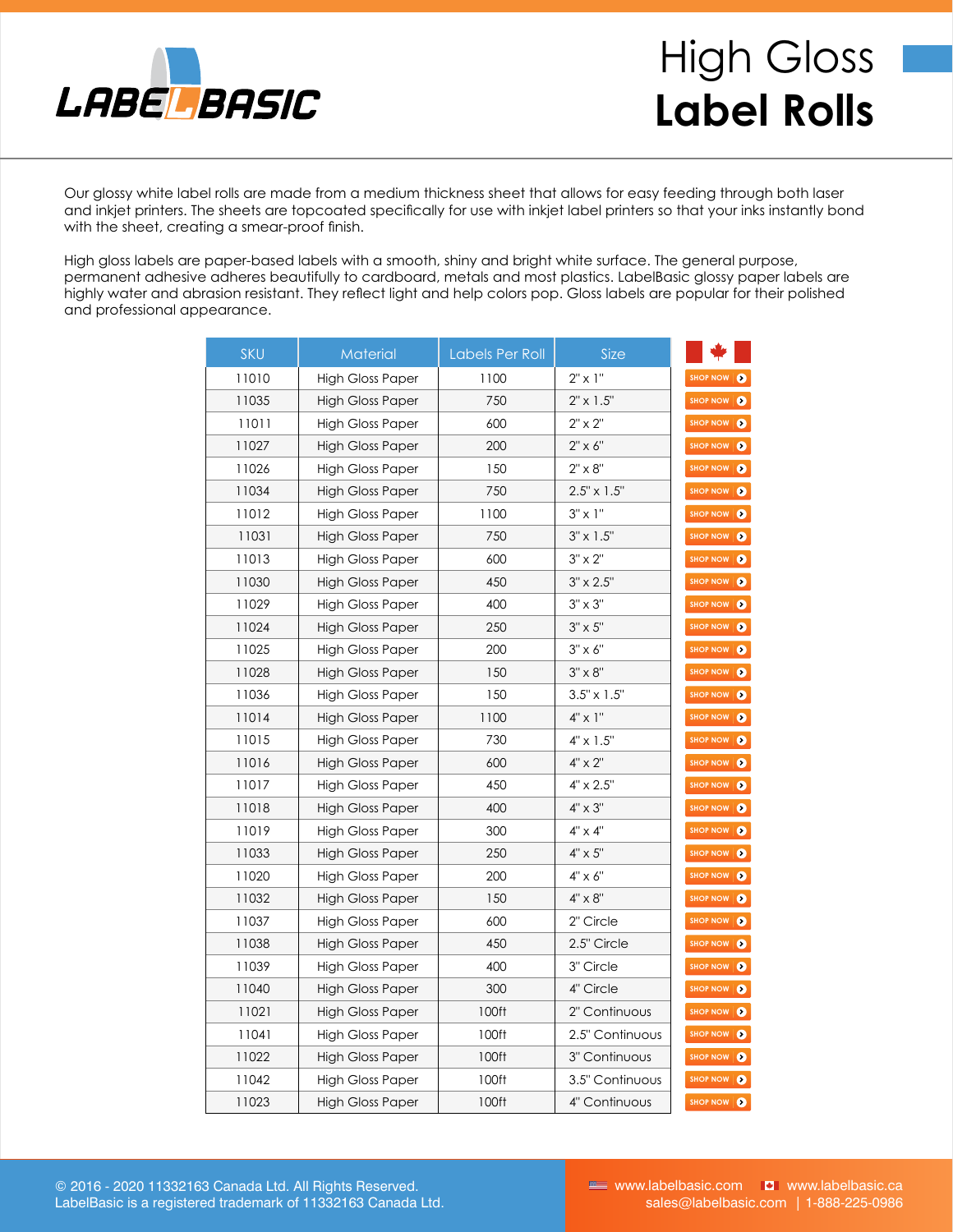# High Gloss **Label Rolls**

Our glossy white label rolls are made from a medium thickness sheet that allows for easy feeding through both laser and inkjet printers. The sheets are topcoated specifically for use with inkjet label printers so that your inks instantly bond with the sheet, creating a smear-proof finish.

High gloss labels are paper-based labels with a smooth, shiny and bright white surface. The general purpose, permanent adhesive adheres beautifully to cardboard, metals and most plastics. LabelBasic glossy paper labels are highly water and abrasion resistant. They reflect light and help colors pop. Gloss labels are popular for their polished and professional appearance.

| SKU | Material | Labels Per Roll | Size | |
|---|---|---|---|---|
| 11010 | High Gloss Paper | 1100 | 2" x 1" | SHOP NOW |
| 11035 | High Gloss Paper | 750 | 2" x 1.5" | SHOP NOW |
| 11011 | High Gloss Paper | 600 | 2" x 2" | SHOP NOW |
| 11027 | High Gloss Paper | 200 | 2" x 6" | SHOP NOW |
| 11026 | High Gloss Paper | 150 | 2" x 8" | SHOP NOW |
| 11034 | High Gloss Paper | 750 | 2.5" x 1.5" | SHOP NOW |
| 11012 | High Gloss Paper | 1100 | 3" x 1" | SHOP NOW |
| 11031 | High Gloss Paper | 750 | 3" x 1.5" | SHOP NOW |
| 11013 | High Gloss Paper | 600 | 3" x 2" | SHOP NOW |
| 11030 | High Gloss Paper | 450 | 3" x 2.5" | SHOP NOW |
| 11029 | High Gloss Paper | 400 | 3" x 3" | SHOP NOW |
| 11024 | High Gloss Paper | 250 | 3" x 5" | SHOP NOW |
| 11025 | High Gloss Paper | 200 | 3" x 6" | SHOP NOW |
| 11028 | High Gloss Paper | 150 | 3" x 8" | SHOP NOW |
| 11036 | High Gloss Paper | 150 | 3.5" x 1.5" | SHOP NOW |
| 11014 | High Gloss Paper | 1100 | 4" x 1" | SHOP NOW |
| 11015 | High Gloss Paper | 730 | 4" x 1.5" | SHOP NOW |
| 11016 | High Gloss Paper | 600 | 4" x 2" | SHOP NOW |
| 11017 | High Gloss Paper | 450 | 4" x 2.5" | SHOP NOW |
| 11018 | High Gloss Paper | 400 | 4" x 3" | SHOP NOW |
| 11019 | High Gloss Paper | 300 | 4" x 4" | SHOP NOW |
| 11033 | High Gloss Paper | 250 | 4" x 5" | SHOP NOW |
| 11020 | High Gloss Paper | 200 | 4" x 6" | SHOP NOW |
| 11032 | High Gloss Paper | 150 | 4" x 8" | SHOP NOW |
| 11037 | High Gloss Paper | 600 | 2" Circle | SHOP NOW |
| 11038 | High Gloss Paper | 450 | 2.5" Circle | SHOP NOW |
| 11039 | High Gloss Paper | 400 | 3" Circle | SHOP NOW |
| 11040 | High Gloss Paper | 300 | 4" Circle | SHOP NOW |
| 11021 | High Gloss Paper | 100ft | 2" Continuous | SHOP NOW |
| 11041 | High Gloss Paper | 100ft | 2.5" Continuous | SHOP NOW |
| 11022 | High Gloss Paper | 100ft | 3" Continuous | SHOP NOW |
| 11042 | High Gloss Paper | 100ft | 3.5" Continuous | SHOP NOW |
| 11023 | High Gloss Paper | 100ft | 4" Continuous | SHOP NOW |

© 2016 - 2020 11332163 Canada Ltd. All Rights Reserved.
LabelBasic is a registered trademark of 11332163 Canada Ltd.

www.labelbasic.com | www.labelbasic.ca
sales@labelbasic.com | 1-888-225-0986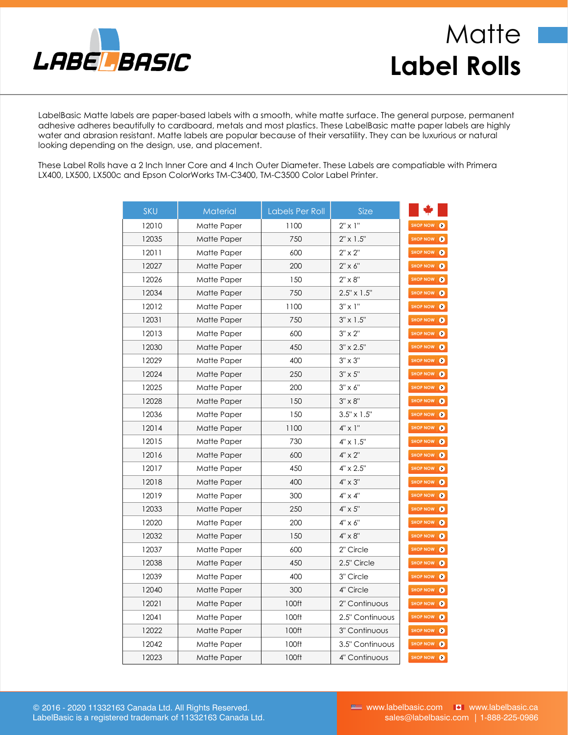LABELBASIC

# Matte
# Label Rolls

LabelBasic Matte labels are paper-based labels with a smooth, white matte surface. The general purpose, permanent adhesive adheres beautifully to cardboard, metals and most plastics. These LabelBasic matte paper labels are highly water and abrasion resistant. Matte labels are popular because of their versatility. They can be luxurious or natural looking depending on the design, use, and placement.

These Label Rolls have a 2 Inch Inner Core and 4 Inch Outer Diameter. These Labels are compatiable with Primera LX400, LX500, LX500c and Epson ColorWorks TM-C3400, TM-C3500 Color Label Printer.

| SKU | Material | Labels Per Roll | Size | |
|---|---|---|---|---|
| 12010 | Matte Paper | 1100 | 2" x 1" | SHOP NOW |
| 12035 | Matte Paper | 750 | 2" x 1.5" | SHOP NOW |
| 12011 | Matte Paper | 600 | 2" x 2" | SHOP NOW |
| 12027 | Matte Paper | 200 | 2" x 6" | SHOP NOW |
| 12026 | Matte Paper | 150 | 2" x 8" | SHOP NOW |
| 12034 | Matte Paper | 750 | 2.5" x 1.5" | SHOP NOW |
| 12012 | Matte Paper | 1100 | 3" x 1" | SHOP NOW |
| 12031 | Matte Paper | 750 | 3" x 1.5" | SHOP NOW |
| 12013 | Matte Paper | 600 | 3" x 2" | SHOP NOW |
| 12030 | Matte Paper | 450 | 3" x 2.5" | SHOP NOW |
| 12029 | Matte Paper | 400 | 3" x 3" | SHOP NOW |
| 12024 | Matte Paper | 250 | 3" x 5" | SHOP NOW |
| 12025 | Matte Paper | 200 | 3" x 6" | SHOP NOW |
| 12028 | Matte Paper | 150 | 3" x 8" | SHOP NOW |
| 12036 | Matte Paper | 150 | 3.5" x 1.5" | SHOP NOW |
| 12014 | Matte Paper | 1100 | 4" x 1" | SHOP NOW |
| 12015 | Matte Paper | 730 | 4" x 1.5" | SHOP NOW |
| 12016 | Matte Paper | 600 | 4" x 2" | SHOP NOW |
| 12017 | Matte Paper | 450 | 4" x 2.5" | SHOP NOW |
| 12018 | Matte Paper | 400 | 4" x 3" | SHOP NOW |
| 12019 | Matte Paper | 300 | 4" x 4" | SHOP NOW |
| 12033 | Matte Paper | 250 | 4" x 5" | SHOP NOW |
| 12020 | Matte Paper | 200 | 4" x 6" | SHOP NOW |
| 12032 | Matte Paper | 150 | 4" x 8" | SHOP NOW |
| 12037 | Matte Paper | 600 | 2" Circle | SHOP NOW |
| 12038 | Matte Paper | 450 | 2.5" Circle | SHOP NOW |
| 12039 | Matte Paper | 400 | 3" Circle | SHOP NOW |
| 12040 | Matte Paper | 300 | 4" Circle | SHOP NOW |
| 12021 | Matte Paper | 100ft | 2" Continuous | SHOP NOW |
| 12041 | Matte Paper | 100ft | 2.5" Continuous | SHOP NOW |
| 12022 | Matte Paper | 100ft | 3" Continuous | SHOP NOW |
| 12042 | Matte Paper | 100ft | 3.5" Continuous | SHOP NOW |
| 12023 | Matte Paper | 100ft | 4" Continuous | SHOP NOW |

© 2016 - 2020 11332163 Canada Ltd. All Rights Reserved.
LabelBasic is a registered trademark of 11332163 Canada Ltd.

www.labelbasic.com www.labelbasic.ca
sales@labelbasic.com | 1-888-225-0986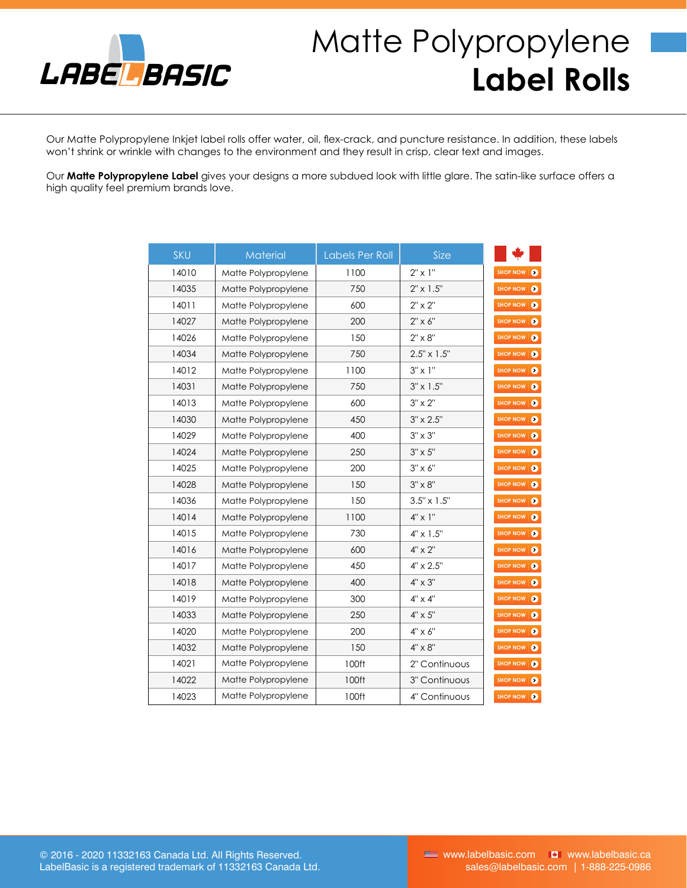# Matte Polypropylene **Label Rolls**

Our Matte Polypropylene Inkjet label rolls offer water, oil, flex-crack, and puncture resistance. In addition, these labels won't shrink or wrinkle with changes to the environment and they result in crisp, clear text and images.

Our **Matte Polypropylene Label** gives your designs a more subdued look with little glare. The satin-like surface offers a high quality feel premium brands love.

| SKU | Material | Labels Per Roll | Size | |
|---|---|---|---|---|
| 14010 | Matte Polypropylene | 1100 | 2" x 1" | SHOP NOW |
| 14035 | Matte Polypropylene | 750 | 2" x 1.5" | SHOP NOW |
| 14011 | Matte Polypropylene | 600 | 2" x 2" | SHOP NOW |
| 14027 | Matte Polypropylene | 200 | 2" x 6" | SHOP NOW |
| 14026 | Matte Polypropylene | 150 | 2" x 8" | SHOP NOW |
| 14034 | Matte Polypropylene | 750 | 2.5" x 1.5" | SHOP NOW |
| 14012 | Matte Polypropylene | 1100 | 3" x 1" | SHOP NOW |
| 14031 | Matte Polypropylene | 750 | 3" x 1.5" | SHOP NOW |
| 14013 | Matte Polypropylene | 600 | 3" x 2" | SHOP NOW |
| 14030 | Matte Polypropylene | 450 | 3" x 2.5" | SHOP NOW |
| 14029 | Matte Polypropylene | 400 | 3" x 3" | SHOP NOW |
| 14024 | Matte Polypropylene | 250 | 3" x 5" | SHOP NOW |
| 14025 | Matte Polypropylene | 200 | 3" x 6" | SHOP NOW |
| 14028 | Matte Polypropylene | 150 | 3" x 8" | SHOP NOW |
| 14036 | Matte Polypropylene | 150 | 3.5" x 1.5" | SHOP NOW |
| 14014 | Matte Polypropylene | 1100 | 4" x 1" | SHOP NOW |
| 14015 | Matte Polypropylene | 730 | 4" x 1.5" | SHOP NOW |
| 14016 | Matte Polypropylene | 600 | 4" x 2" | SHOP NOW |
| 14017 | Matte Polypropylene | 450 | 4" x 2.5" | SHOP NOW |
| 14018 | Matte Polypropylene | 400 | 4" x 3" | SHOP NOW |
| 14019 | Matte Polypropylene | 300 | 4" x 4" | SHOP NOW |
| 14033 | Matte Polypropylene | 250 | 4" x 5" | SHOP NOW |
| 14020 | Matte Polypropylene | 200 | 4" x 6" | SHOP NOW |
| 14032 | Matte Polypropylene | 150 | 4" x 8" | SHOP NOW |
| 14021 | Matte Polypropylene | 100ft | 2" Continuous | SHOP NOW |
| 14022 | Matte Polypropylene | 100ft | 3" Continuous | SHOP NOW |
| 14023 | Matte Polypropylene | 100ft | 4" Continuous | SHOP NOW |

© 2016 - 2020 11332163 Canada Ltd. All Rights Reserved.
LabelBasic is a registered trademark of 11332163 Canada Ltd.

www.labelbasic.com | www.labelbasic.ca
sales@labelbasic.com | 1-888-225-0986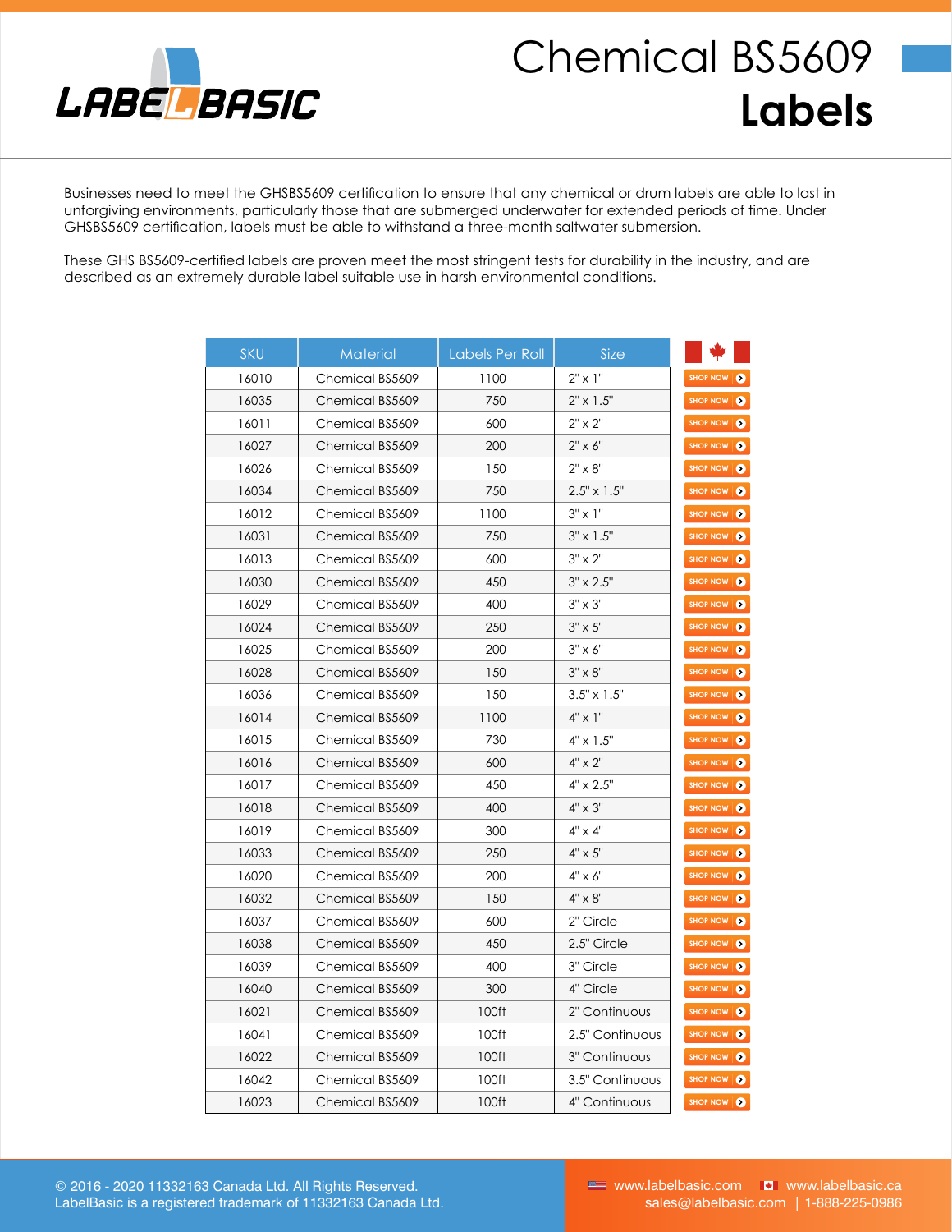# Chemical BS5609 **Labels**

Businesses need to meet the GHSBS5609 certification to ensure that any chemical or drum labels are able to last in unforgiving environments, particularly those that are submerged underwater for extended periods of time. Under GHSBS5609 certification, labels must be able to withstand a three-month saltwater submersion.

These GHS BS5609-certified labels are proven meet the most stringent tests for durability in the industry, and are described as an extremely durable label suitable use in harsh environmental conditions.

| SKU | Material | Labels Per Roll | Size | |
|---|---|---|---|---|
| 16010 | Chemical BS5609 | 1100 | 2" x 1" | SHOP NOW |
| 16035 | Chemical BS5609 | 750 | 2" x 1.5" | SHOP NOW |
| 16011 | Chemical BS5609 | 600 | 2" x 2" | SHOP NOW |
| 16027 | Chemical BS5609 | 200 | 2" x 6" | SHOP NOW |
| 16026 | Chemical BS5609 | 150 | 2" x 8" | SHOP NOW |
| 16034 | Chemical BS5609 | 750 | 2.5" x 1.5" | SHOP NOW |
| 16012 | Chemical BS5609 | 1100 | 3" x 1" | SHOP NOW |
| 16031 | Chemical BS5609 | 750 | 3" x 1.5" | SHOP NOW |
| 16013 | Chemical BS5609 | 600 | 3" x 2" | SHOP NOW |
| 16030 | Chemical BS5609 | 450 | 3" x 2.5" | SHOP NOW |
| 16029 | Chemical BS5609 | 400 | 3" x 3" | SHOP NOW |
| 16024 | Chemical BS5609 | 250 | 3" x 5" | SHOP NOW |
| 16025 | Chemical BS5609 | 200 | 3" x 6" | SHOP NOW |
| 16028 | Chemical BS5609 | 150 | 3" x 8" | SHOP NOW |
| 16036 | Chemical BS5609 | 150 | 3.5" x 1.5" | SHOP NOW |
| 16014 | Chemical BS5609 | 1100 | 4" x 1" | SHOP NOW |
| 16015 | Chemical BS5609 | 730 | 4" x 1.5" | SHOP NOW |
| 16016 | Chemical BS5609 | 600 | 4" x 2" | SHOP NOW |
| 16017 | Chemical BS5609 | 450 | 4" x 2.5" | SHOP NOW |
| 16018 | Chemical BS5609 | 400 | 4" x 3" | SHOP NOW |
| 16019 | Chemical BS5609 | 300 | 4" x 4" | SHOP NOW |
| 16033 | Chemical BS5609 | 250 | 4" x 5" | SHOP NOW |
| 16020 | Chemical BS5609 | 200 | 4" x 6" | SHOP NOW |
| 16032 | Chemical BS5609 | 150 | 4" x 8" | SHOP NOW |
| 16037 | Chemical BS5609 | 600 | 2" Circle | SHOP NOW |
| 16038 | Chemical BS5609 | 450 | 2.5" Circle | SHOP NOW |
| 16039 | Chemical BS5609 | 400 | 3" Circle | SHOP NOW |
| 16040 | Chemical BS5609 | 300 | 4" Circle | SHOP NOW |
| 16021 | Chemical BS5609 | 100ft | 2" Continuous | SHOP NOW |
| 16041 | Chemical BS5609 | 100ft | 2.5" Continuous | SHOP NOW |
| 16022 | Chemical BS5609 | 100ft | 3" Continuous | SHOP NOW |
| 16042 | Chemical BS5609 | 100ft | 3.5" Continuous | SHOP NOW |
| 16023 | Chemical BS5609 | 100ft | 4" Continuous | SHOP NOW |

© 2016 - 2020 11332163 Canada Ltd. All Rights Reserved.
LabelBasic is a registered trademark of 11332163 Canada Ltd.

www.labelbasic.com www.labelbasic.ca
sales@labelbasic.com | 1-888-225-0986